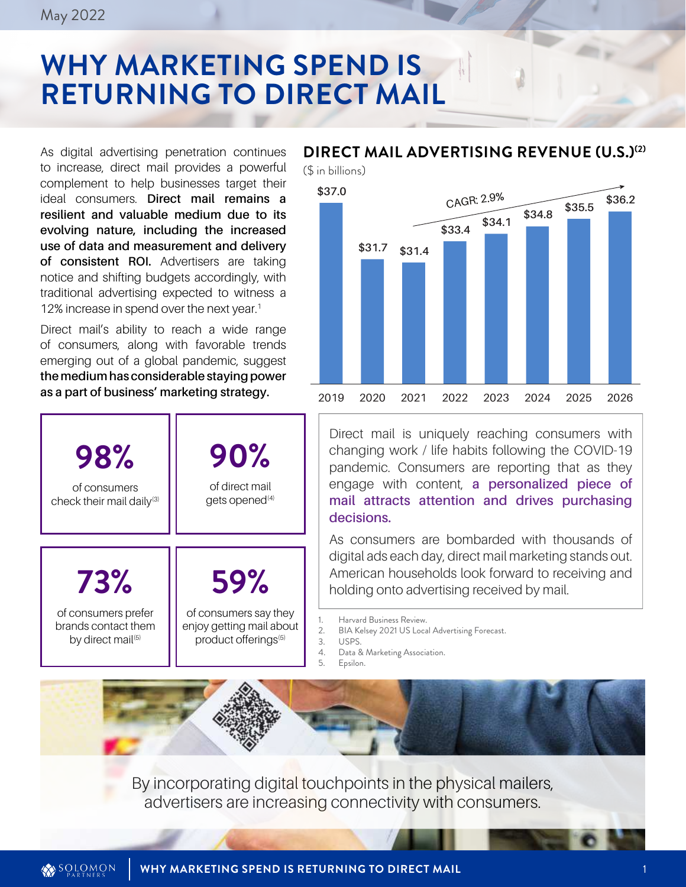May 2022

# WHY MARKETING SPEND IS RETURNING TO DIRECT MAIL

As digital advertising penetration continues to increase, direct mail provides a powerful complement to help businesses target their ideal consumers. **Direct mail remains a resilient and valuable medium due to its evolving nature, including the increased use of data and measurement and delivery of consistent ROI.** Advertisers are taking notice and shifting budgets accordingly, with traditional advertising expected to witness a 12% increase in spend over the next year.[1]

Direct mail's ability to reach a wide range of consumers, along with favorable trends emerging out of a global pandemic, suggest **the medium has considerable staying power as a part of business' marketing strategy.**

## DIRECT MAIL ADVERTISING REVENUE (U.S.)[2]

($ in billions)

| 2019 | 2020 | 2021 | 2022 | 2023 | 2024 | 2025 | 2026 |
|---|---|---|---|---|---|---|---|
| $37.0 | $31.7 | $31.4 | $33.4 | $34.1 | $34.8 | $35.5 | $36.2 |

CAGR: 2.9%

**98%** of consumers check their mail daily[3]

**90%** of direct mail gets opened[4]

**73%** of consumers prefer brands contact them by direct mail[5]

**59%** of consumers say they enjoy getting mail about product offerings[5]

Direct mail is uniquely reaching consumers with changing work / life habits following the COVID-19 pandemic. Consumers are reporting that as they engage with content, **a personalized piece of mail attracts attention and drives purchasing decisions.**

As consumers are bombarded with thousands of digital ads each day, direct mail marketing stands out. American households look forward to receiving and holding onto advertising received by mail.

1. Harvard Business Review.
2. BIA Kelsey 2021 US Local Advertising Forecast.
3. USPS.
4. Data & Marketing Association.
5. Epsilon.

By incorporating digital touchpoints in the physical mailers, advertisers are increasing connectivity with consumers.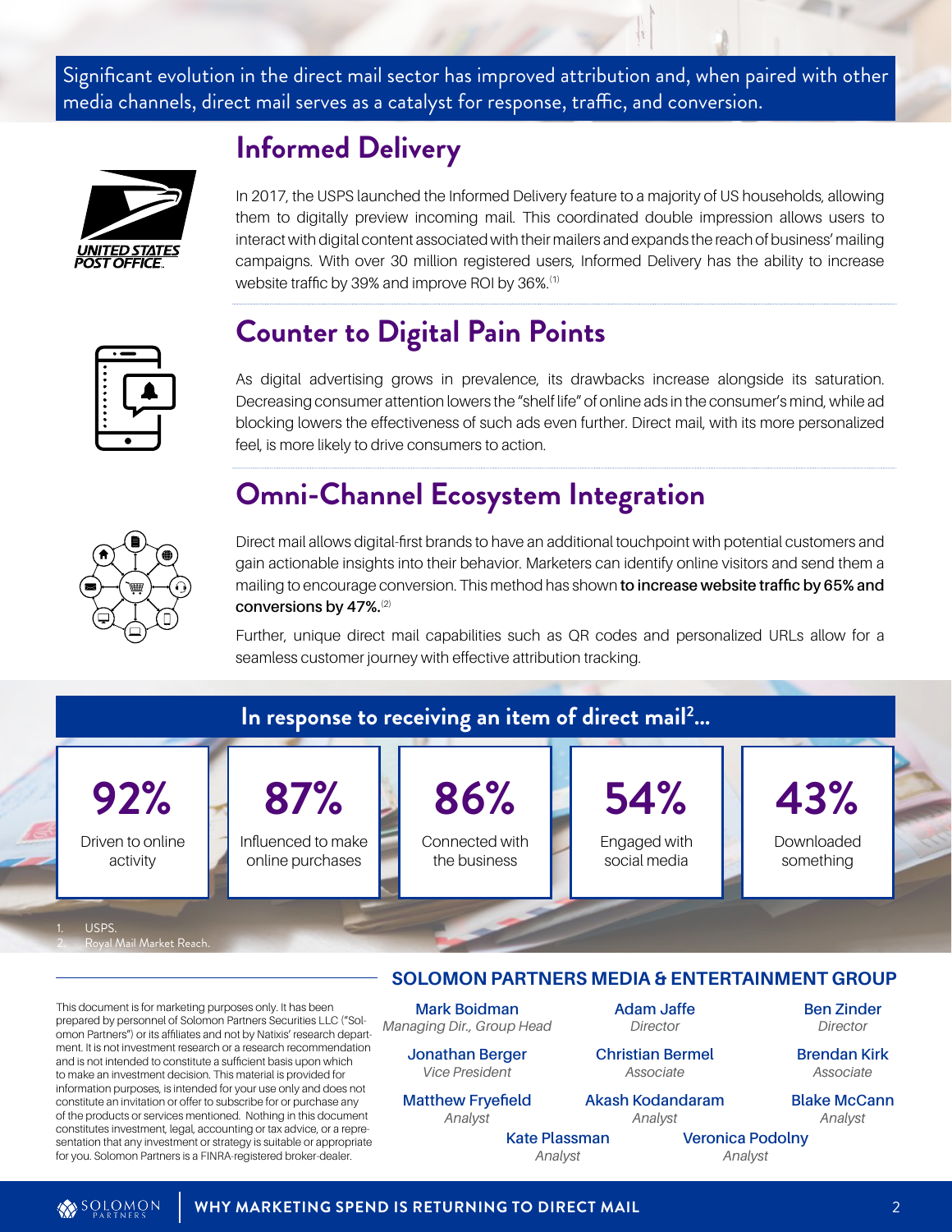Significant evolution in the direct mail sector has improved attribution and, when paired with other media channels, direct mail serves as a catalyst for response, traffic, and conversion.

## Informed Delivery

UNITED STATES POST OFFICE

In 2017, the USPS launched the Informed Delivery feature to a majority of US households, allowing them to digitally preview incoming mail. This coordinated double impression allows users to interact with digital content associated with their mailers and expands the reach of business' mailing campaigns. With over 30 million registered users, Informed Delivery has the ability to increase website traffic by 39% and improve ROI by 36%.[1]

## Counter to Digital Pain Points

As digital advertising grows in prevalence, its drawbacks increase alongside its saturation. Decreasing consumer attention lowers the "shelf life" of online ads in the consumer's mind, while ad blocking lowers the effectiveness of such ads even further. Direct mail, with its more personalized feel, is more likely to drive consumers to action.

## Omni-Channel Ecosystem Integration

Direct mail allows digital-first brands to have an additional touchpoint with potential customers and gain actionable insights into their behavior. Marketers can identify online visitors and send them a mailing to encourage conversion. This method has shown **to increase website traffic by 65% and conversions by 47%.**[2]

Further, unique direct mail capabilities such as QR codes and personalized URLs allow for a seamless customer journey with effective attribution tracking.

### In response to receiving an item of direct mail[2]...

**92%**
Driven to online activity

**87%**
Influenced to make online purchases

**86%**
Connected with the business

**54%**
Engaged with social media

**43%**
Downloaded something

1. USPS.
2. Royal Mail Market Reach.

This document is for marketing purposes only. It has been prepared by personnel of Solomon Partners Securities LLC ("Solomon Partners") or its affiliates and not by Natixis' research department. It is not investment research or a research recommendation and is not intended to constitute a sufficient basis upon which to make an investment decision. This material is provided for information purposes, is intended for your use only and does not constitute an invitation or offer to subscribe for or purchase any of the products or services mentioned. Nothing in this document constitutes investment, legal, accounting or tax advice, or a representation that any investment or strategy is suitable or appropriate for you. Solomon Partners is a FINRA-registered broker-dealer.

### SOLOMON PARTNERS MEDIA & ENTERTAINMENT GROUP

**Mark Boidman**
*Managing Dir., Group Head*

**Adam Jaffe**
*Director*

**Ben Zinder**
*Director*

**Jonathan Berger**
*Vice President*

**Christian Bermel**
*Associate*

**Brendan Kirk**
*Associate*

**Matthew Fryefield**
*Analyst*

**Akash Kodandaram**
*Analyst*

**Blake McCann**
*Analyst*

**Kate Plassman**
*Analyst*

**Veronica Podolny**
*Analyst*